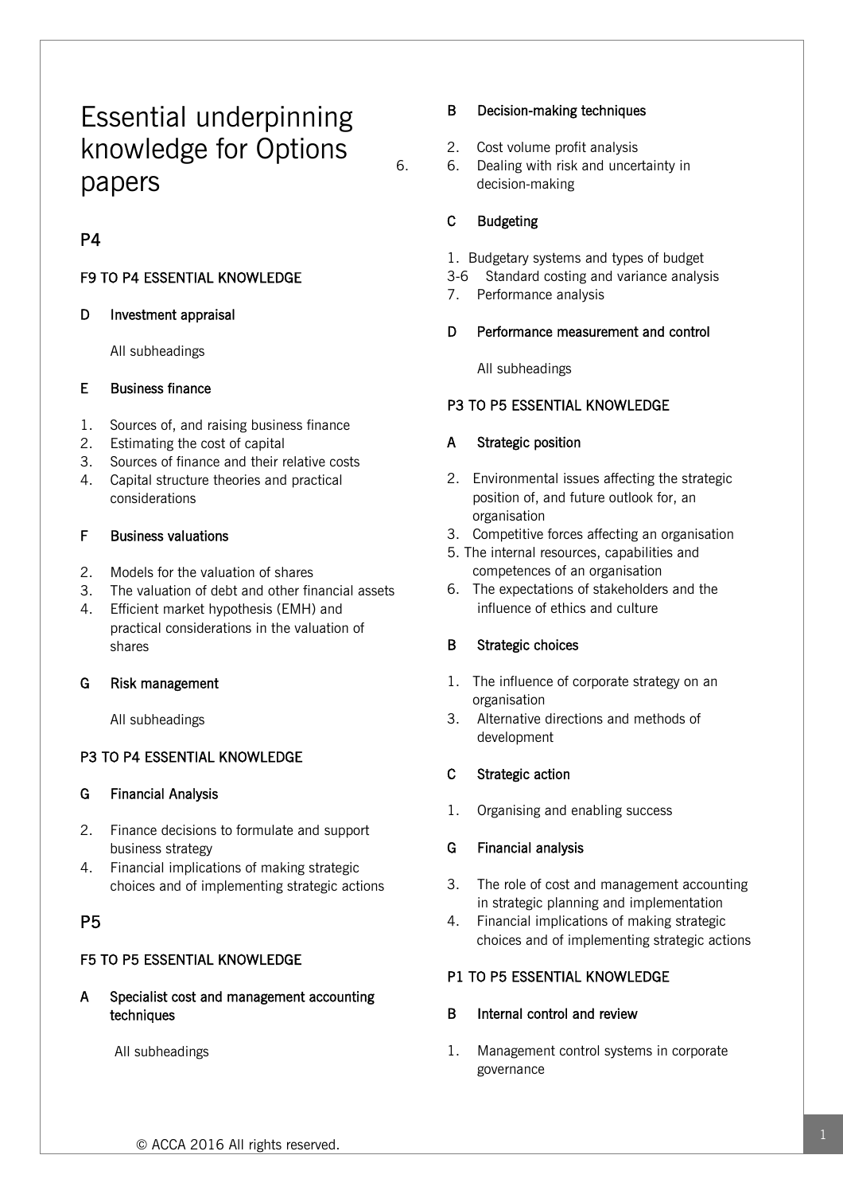# Essential underpinning knowledge for Options papers

## P4

### F9 TO P4 ESSENTIAL KNOWLEDGE

**D Investment appraisal**

All subheadings

**E Business finance**

1. Sources of, and raising business finance
2. Estimating the cost of capital
3. Sources of finance and their relative costs
4. Capital structure theories and practical considerations

**F Business valuations**

2. Models for the valuation of shares
3. The valuation of debt and other financial assets
4. Efficient market hypothesis (EMH) and practical considerations in the valuation of shares

**G Risk management**

All subheadings

### P3 TO P4 ESSENTIAL KNOWLEDGE

**G Financial Analysis**

2. Finance decisions to formulate and support business strategy
4. Financial implications of making strategic choices and of implementing strategic actions

## P5

### F5 TO P5 ESSENTIAL KNOWLEDGE

**A Specialist cost and management accounting techniques**

All subheadings

**B Decision-making techniques**

2. Cost volume profit analysis
6. Dealing with risk and uncertainty in decision-making

**C Budgeting**

1. Budgetary systems and types of budget
3-6 Standard costing and variance analysis
7. Performance analysis

**D Performance measurement and control**

All subheadings

### P3 TO P5 ESSENTIAL KNOWLEDGE

**A Strategic position**

2. Environmental issues affecting the strategic position of, and future outlook for, an organisation
3. Competitive forces affecting an organisation
5. The internal resources, capabilities and competences of an organisation
6. The expectations of stakeholders and the influence of ethics and culture

**B Strategic choices**

1. The influence of corporate strategy on an organisation
3. Alternative directions and methods of development

**C Strategic action**

1. Organising and enabling success

**G Financial analysis**

3. The role of cost and management accounting in strategic planning and implementation
4. Financial implications of making strategic choices and of implementing strategic actions

### P1 TO P5 ESSENTIAL KNOWLEDGE

**B Internal control and review**

1. Management control systems in corporate governance

© ACCA 2016 All rights reserved.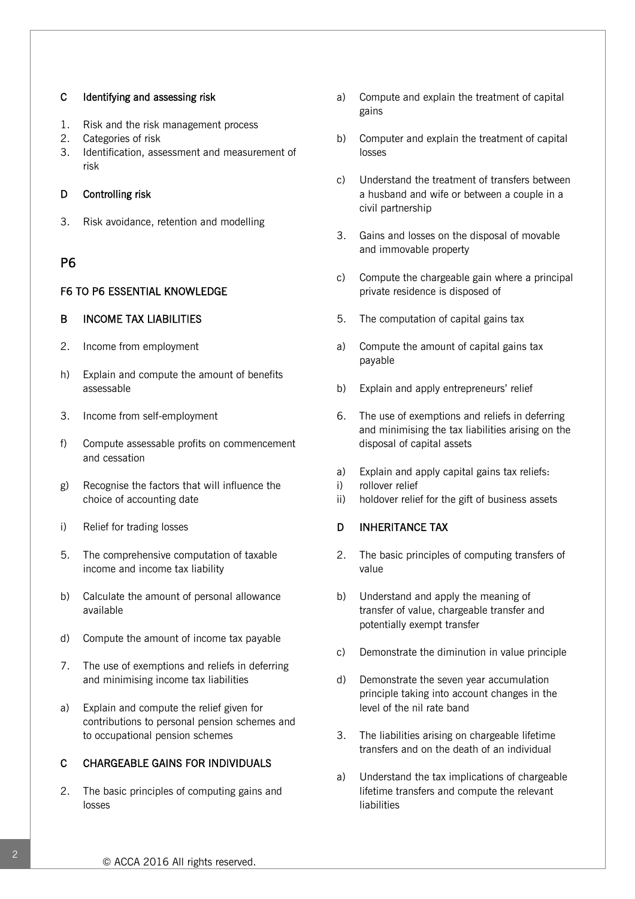### C Identifying and assessing risk

1. Risk and the risk management process
2. Categories of risk
3. Identification, assessment and measurement of risk

### D Controlling risk

3. Risk avoidance, retention and modelling

## P6

### F6 TO P6 ESSENTIAL KNOWLEDGE

### B INCOME TAX LIABILITIES

2. Income from employment

h) Explain and compute the amount of benefits assessable

3. Income from self-employment

f) Compute assessable profits on commencement and cessation

g) Recognise the factors that will influence the choice of accounting date

i) Relief for trading losses

5. The comprehensive computation of taxable income and income tax liability

b) Calculate the amount of personal allowance available

d) Compute the amount of income tax payable

7. The use of exemptions and reliefs in deferring and minimising income tax liabilities

a) Explain and compute the relief given for contributions to personal pension schemes and to occupational pension schemes

### C CHARGEABLE GAINS FOR INDIVIDUALS

2. The basic principles of computing gains and losses

a) Compute and explain the treatment of capital gains

b) Computer and explain the treatment of capital losses

c) Understand the treatment of transfers between a husband and wife or between a couple in a civil partnership

3. Gains and losses on the disposal of movable and immovable property

c) Compute the chargeable gain where a principal private residence is disposed of

5. The computation of capital gains tax

a) Compute the amount of capital gains tax payable

b) Explain and apply entrepreneurs' relief

6. The use of exemptions and reliefs in deferring and minimising the tax liabilities arising on the disposal of capital assets

a) Explain and apply capital gains tax reliefs:
i) rollover relief
ii) holdover relief for the gift of business assets

### D INHERITANCE TAX

2. The basic principles of computing transfers of value

b) Understand and apply the meaning of transfer of value, chargeable transfer and potentially exempt transfer

c) Demonstrate the diminution in value principle

d) Demonstrate the seven year accumulation principle taking into account changes in the level of the nil rate band

3. The liabilities arising on chargeable lifetime transfers and on the death of an individual

a) Understand the tax implications of chargeable lifetime transfers and compute the relevant liabilities

© ACCA 2016 All rights reserved.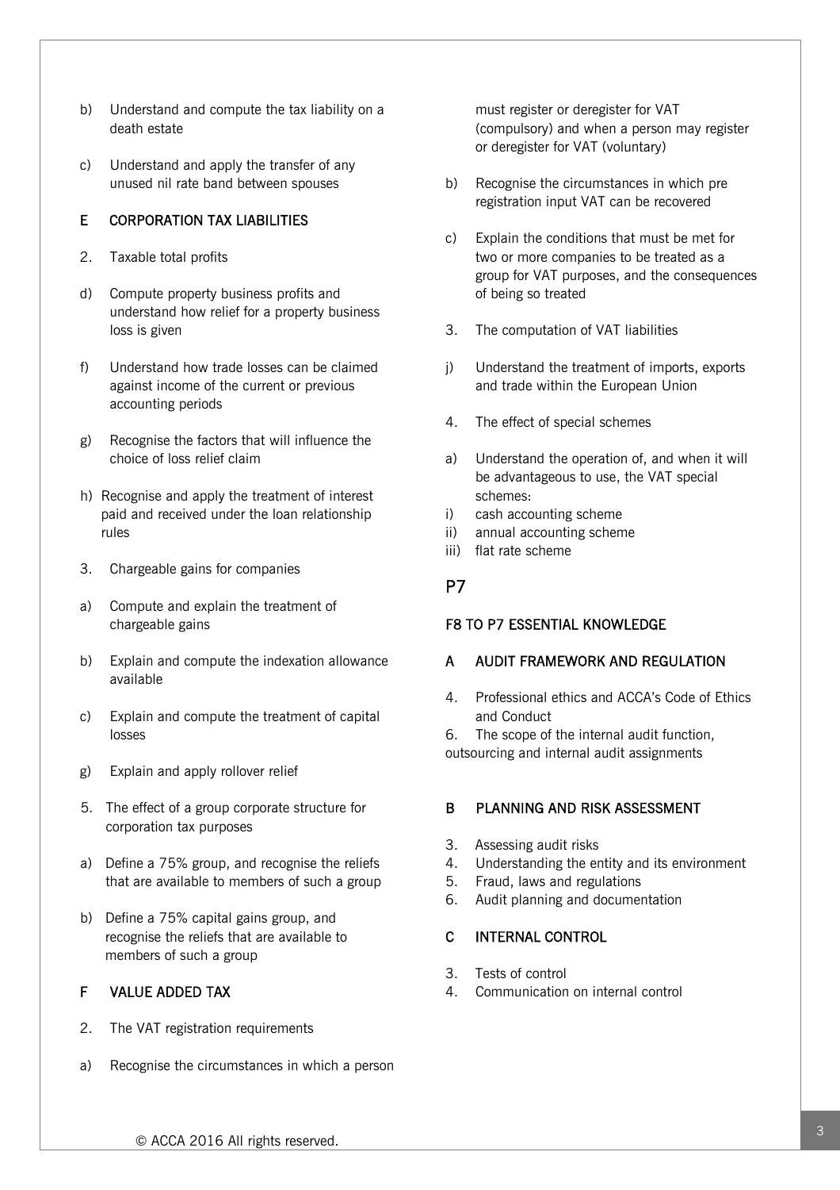b) Understand and compute the tax liability on a death estate

c) Understand and apply the transfer of any unused nil rate band between spouses

### E CORPORATION TAX LIABILITIES

2. Taxable total profits

d) Compute property business profits and understand how relief for a property business loss is given

f) Understand how trade losses can be claimed against income of the current or previous accounting periods

g) Recognise the factors that will influence the choice of loss relief claim

h) Recognise and apply the treatment of interest paid and received under the loan relationship rules

3. Chargeable gains for companies

a) Compute and explain the treatment of chargeable gains

b) Explain and compute the indexation allowance available

c) Explain and compute the treatment of capital losses

g) Explain and apply rollover relief

5. The effect of a group corporate structure for corporation tax purposes

a) Define a 75% group, and recognise the reliefs that are available to members of such a group

b) Define a 75% capital gains group, and recognise the reliefs that are available to members of such a group

### F VALUE ADDED TAX

2. The VAT registration requirements

a) Recognise the circumstances in which a person must register or deregister for VAT (compulsory) and when a person may register or deregister for VAT (voluntary)

b) Recognise the circumstances in which pre registration input VAT can be recovered

c) Explain the conditions that must be met for two or more companies to be treated as a group for VAT purposes, and the consequences of being so treated

3. The computation of VAT liabilities

j) Understand the treatment of imports, exports and trade within the European Union

4. The effect of special schemes

a) Understand the operation of, and when it will be advantageous to use, the VAT special schemes:

i) cash accounting scheme
ii) annual accounting scheme
iii) flat rate scheme

## P7

### F8 TO P7 ESSENTIAL KNOWLEDGE

### A AUDIT FRAMEWORK AND REGULATION

4. Professional ethics and ACCA's Code of Ethics and Conduct
6. The scope of the internal audit function, outsourcing and internal audit assignments

### B PLANNING AND RISK ASSESSMENT

3. Assessing audit risks
4. Understanding the entity and its environment
5. Fraud, laws and regulations
6. Audit planning and documentation

### C INTERNAL CONTROL

3. Tests of control
4. Communication on internal control

© ACCA 2016 All rights reserved.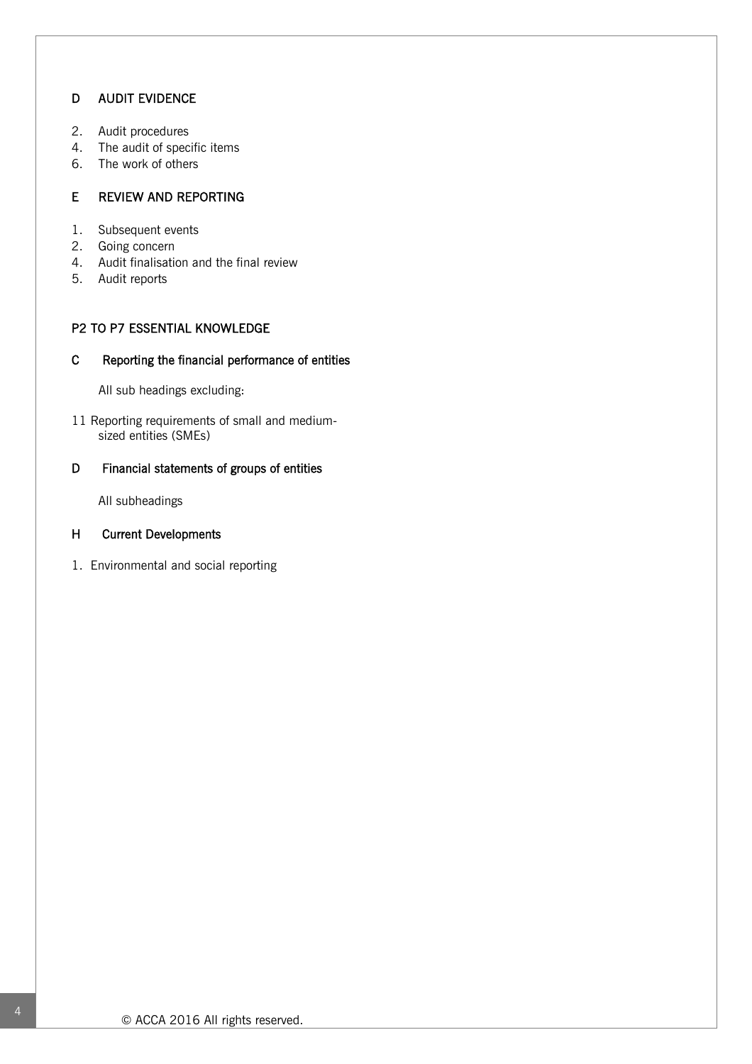## D AUDIT EVIDENCE

2. Audit procedures
4. The audit of specific items
6. The work of others

## E REVIEW AND REPORTING

1. Subsequent events
2. Going concern
4. Audit finalisation and the final review
5. Audit reports

## P2 TO P7 ESSENTIAL KNOWLEDGE

### C Reporting the financial performance of entities

All sub headings excluding:

11 Reporting requirements of small and medium-sized entities (SMEs)

### D Financial statements of groups of entities

All subheadings

### H Current Developments

1. Environmental and social reporting

© ACCA 2016 All rights reserved.